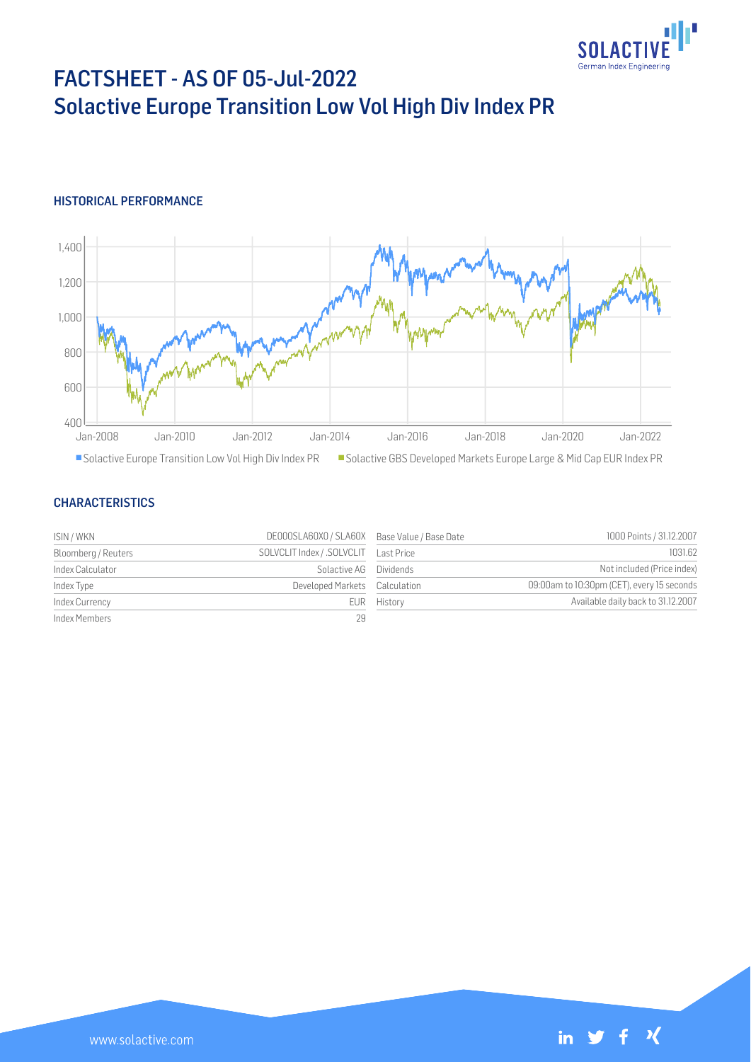# FACTSHEET - AS OF 05-Jul-2022
# Solactive Europe Transition Low Vol High Div Index PR

## HISTORICAL PERFORMANCE

■ Solactive Europe Transition Low Vol High Div Index PR ■ Solactive GBS Developed Markets Europe Large & Mid Cap EUR Index PR

## CHARACTERISTICS

| | | | |
|---|---|---|---|
| ISIN / WKN | DE000SLA60X0 / SLA60X | Base Value / Base Date | 1000 Points / 31.12.2007 |
| Bloomberg / Reuters | SOLVCLIT Index / .SOLVCLIT | Last Price | 1031.62 |
| Index Calculator | Solactive AG | Dividends | Not included (Price index) |
| Index Type | Developed Markets | Calculation | 09:00am to 10:30pm (CET), every 15 seconds |
| Index Currency | EUR | History | Available daily back to 31.12.2007 |
| Index Members | 29 | | |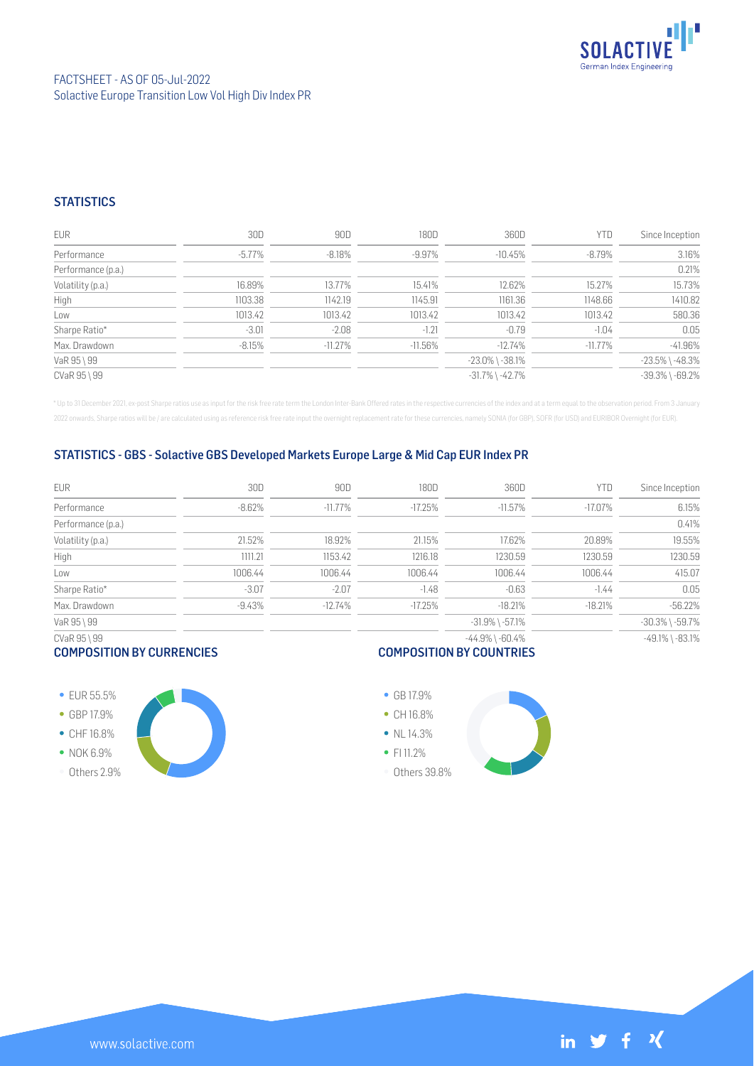FACTSHEET - AS OF 05-Jul-2022
Solactive Europe Transition Low Vol High Div Index PR

## STATISTICS

| EUR | 30D | 90D | 180D | 360D | YTD | Since Inception |
|---|---|---|---|---|---|---|
| Performance | -5.77% | -8.18% | -9.97% | -10.45% | -8.79% | 3.16% |
| Performance (p.a.) | | | | | | 0.21% |
| Volatility (p.a.) | 16.89% | 13.77% | 15.41% | 12.62% | 15.27% | 15.73% |
| High | 1103.38 | 1142.19 | 1145.91 | 1161.36 | 1148.66 | 1410.82 |
| Low | 1013.42 | 1013.42 | 1013.42 | 1013.42 | 1013.42 | 580.36 |
| Sharpe Ratio* | -3.01 | -2.08 | -1.21 | -0.79 | -1.04 | 0.05 |
| Max. Drawdown | -8.15% | -11.27% | -11.56% | -12.74% | -11.77% | -41.96% |
| VaR 95 \ 99 | | | | -23.0% \ -38.1% | | -23.5% \ -48.3% |
| CVaR 95 \ 99 | | | | -31.7% \ -42.7% | | -39.3% \ -69.2% |

* Up to 31 December 2021, ex-post Sharpe ratios use as input for the risk free rate term the London Inter-Bank Offered rates in the respective currencies of the index and at a term equal to the observation period. From 3 January 2022 onwards, Sharpe ratios will be / are calculated using as reference risk free rate input the overnight replacement rate for these currencies, namely SONIA (for GBP), SOFR (for USD) and EURIBOR Overnight (for EUR).

## STATISTICS - GBS - Solactive GBS Developed Markets Europe Large & Mid Cap EUR Index PR

| EUR | 30D | 90D | 180D | 360D | YTD | Since Inception |
|---|---|---|---|---|---|---|
| Performance | -8.62% | -11.77% | -17.25% | -11.57% | -17.07% | 6.15% |
| Performance (p.a.) | | | | | | 0.41% |
| Volatility (p.a.) | 21.52% | 18.92% | 21.15% | 17.62% | 20.89% | 19.55% |
| High | 1111.21 | 1153.42 | 1216.18 | 1230.59 | 1230.59 | 1230.59 |
| Low | 1006.44 | 1006.44 | 1006.44 | 1006.44 | 1006.44 | 415.07 |
| Sharpe Ratio* | -3.07 | -2.07 | -1.48 | -0.63 | -1.44 | 0.05 |
| Max. Drawdown | -9.43% | -12.74% | -17.25% | -18.21% | -18.21% | -56.22% |
| VaR 95 \ 99 | | | | -31.9% \ -57.1% | | -30.3% \ -59.7% |
| CVaR 95 \ 99 | | | | -44.9% \ -60.4% | | -49.1% \ -83.1% |

## COMPOSITION BY CURRENCIES

- EUR 55.5%
- GBP 17.9%
- CHF 16.8%
- NOK 6.9%
- Others 2.9%

## COMPOSITION BY COUNTRIES

- GB 17.9%
- CH 16.8%
- NL 14.3%
- FI 11.2%
- Others 39.8%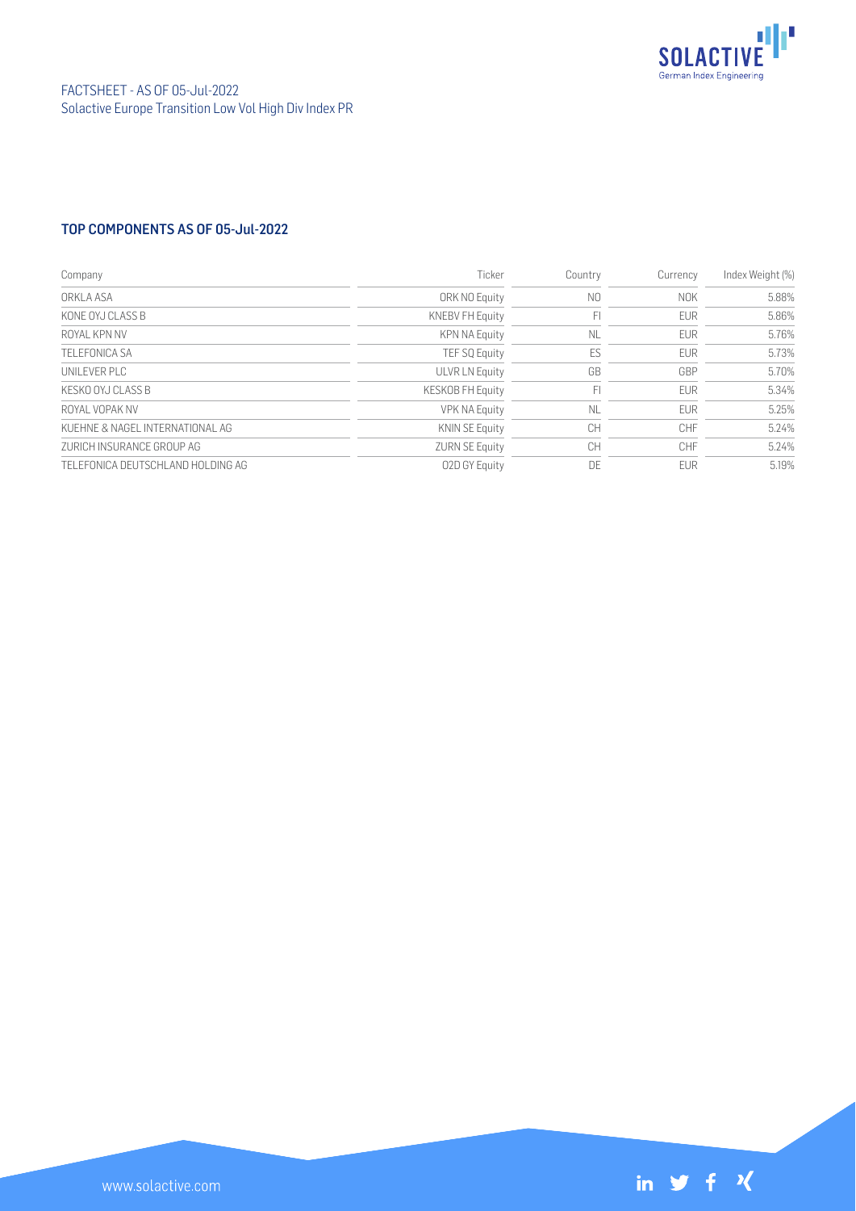## TOP COMPONENTS AS OF 05-Jul-2022

| Company | Ticker | Country | Currency | Index Weight (%) |
|---|---|---|---|---|
| ORKLA ASA | ORK NO Equity | NO | NOK | 5.88% |
| KONE OYJ CLASS B | KNEBV FH Equity | FI | EUR | 5.86% |
| ROYAL KPN NV | KPN NA Equity | NL | EUR | 5.76% |
| TELEFONICA SA | TEF SQ Equity | ES | EUR | 5.73% |
| UNILEVER PLC | ULVR LN Equity | GB | GBP | 5.70% |
| KESKO OYJ CLASS B | KESKOB FH Equity | FI | EUR | 5.34% |
| ROYAL VOPAK NV | VPK NA Equity | NL | EUR | 5.25% |
| KUEHNE & NAGEL INTERNATIONAL AG | KNIN SE Equity | CH | CHF | 5.24% |
| ZURICH INSURANCE GROUP AG | ZURN SE Equity | CH | CHF | 5.24% |
| TELEFONICA DEUTSCHLAND HOLDING AG | O2D GY Equity | DE | EUR | 5.19% |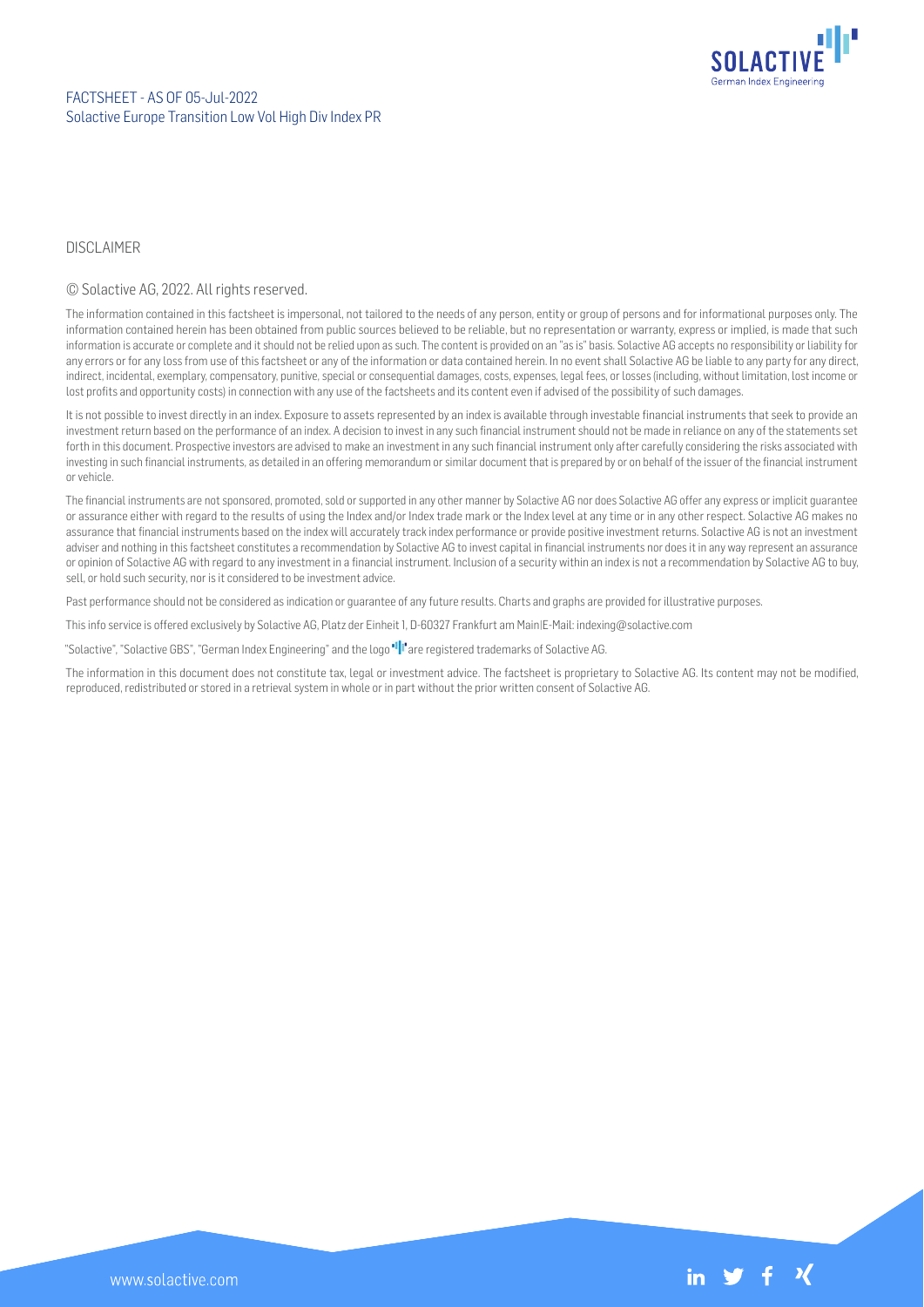## DISCLAIMER

© Solactive AG, 2022. All rights reserved.

The information contained in this factsheet is impersonal, not tailored to the needs of any person, entity or group of persons and for informational purposes only. The information contained herein has been obtained from public sources believed to be reliable, but no representation or warranty, express or implied, is made that such information is accurate or complete and it should not be relied upon as such. The content is provided on an "as is" basis. Solactive AG accepts no responsibility or liability for any errors or for any loss from use of this factsheet or any of the information or data contained herein. In no event shall Solactive AG be liable to any party for any direct, indirect, incidental, exemplary, compensatory, punitive, special or consequential damages, costs, expenses, legal fees, or losses (including, without limitation, lost income or lost profits and opportunity costs) in connection with any use of the factsheets and its content even if advised of the possibility of such damages.

It is not possible to invest directly in an index. Exposure to assets represented by an index is available through investable financial instruments that seek to provide an investment return based on the performance of an index. A decision to invest in any such financial instrument should not be made in reliance on any of the statements set forth in this document. Prospective investors are advised to make an investment in any such financial instrument only after carefully considering the risks associated with investing in such financial instruments, as detailed in an offering memorandum or similar document that is prepared by or on behalf of the issuer of the financial instrument or vehicle.

The financial instruments are not sponsored, promoted, sold or supported in any other manner by Solactive AG nor does Solactive AG offer any express or implicit guarantee or assurance either with regard to the results of using the Index and/or Index trade mark or the Index level at any time or in any other respect. Solactive AG makes no assurance that financial instruments based on the index will accurately track index performance or provide positive investment returns. Solactive AG is not an investment adviser and nothing in this factsheet constitutes a recommendation by Solactive AG to invest capital in financial instruments nor does it in any way represent an assurance or opinion of Solactive AG with regard to any investment in a financial instrument. Inclusion of a security within an index is not a recommendation by Solactive AG to buy, sell, or hold such security, nor is it considered to be investment advice.

Past performance should not be considered as indication or guarantee of any future results. Charts and graphs are provided for illustrative purposes.

This info service is offered exclusively by Solactive AG, Platz der Einheit 1, D-60327 Frankfurt am Main|E-Mail: indexing@solactive.com

"Solactive", "Solactive GBS", "German Index Engineering" and the logo are registered trademarks of Solactive AG.

The information in this document does not constitute tax, legal or investment advice. The factsheet is proprietary to Solactive AG. Its content may not be modified, reproduced, redistributed or stored in a retrieval system in whole or in part without the prior written consent of Solactive AG.